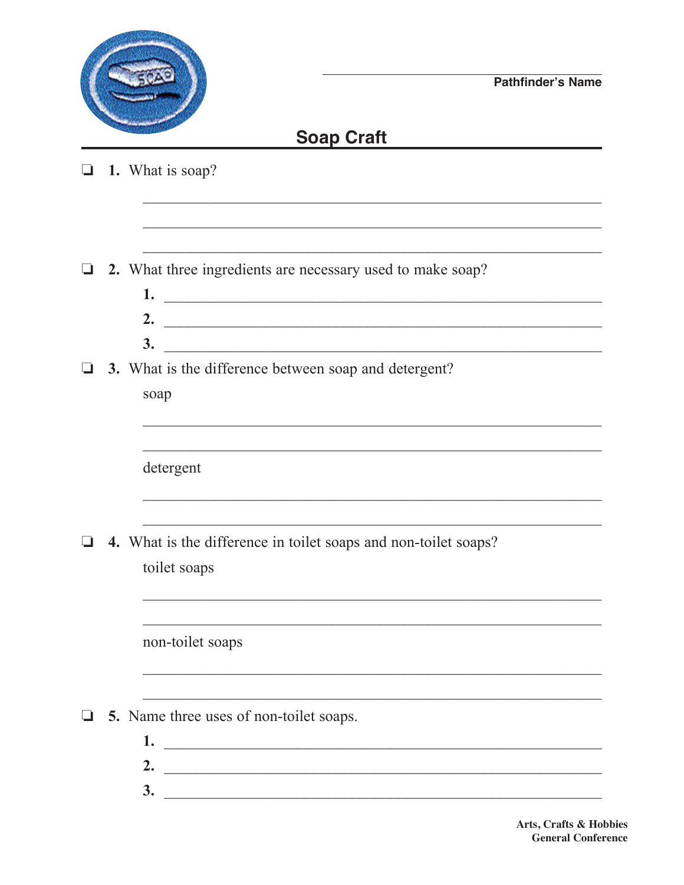Pathfinder's Name

# Soap Craft

- ❏ **1.** What is soap?

- ❏ **2.** What three ingredients are necessary used to make soap?
  - **1.**
  - **2.**
  - **3.**

- ❏ **3.** What is the difference between soap and detergent?

  soap

  detergent

- ❏ **4.** What is the difference in toilet soaps and non-toilet soaps?

  toilet soaps

  non-toilet soaps

- ❏ **5.** Name three uses of non-toilet soaps.
  - **1.**
  - **2.**
  - **3.**

**Arts, Crafts & Hobbies**
**General Conference**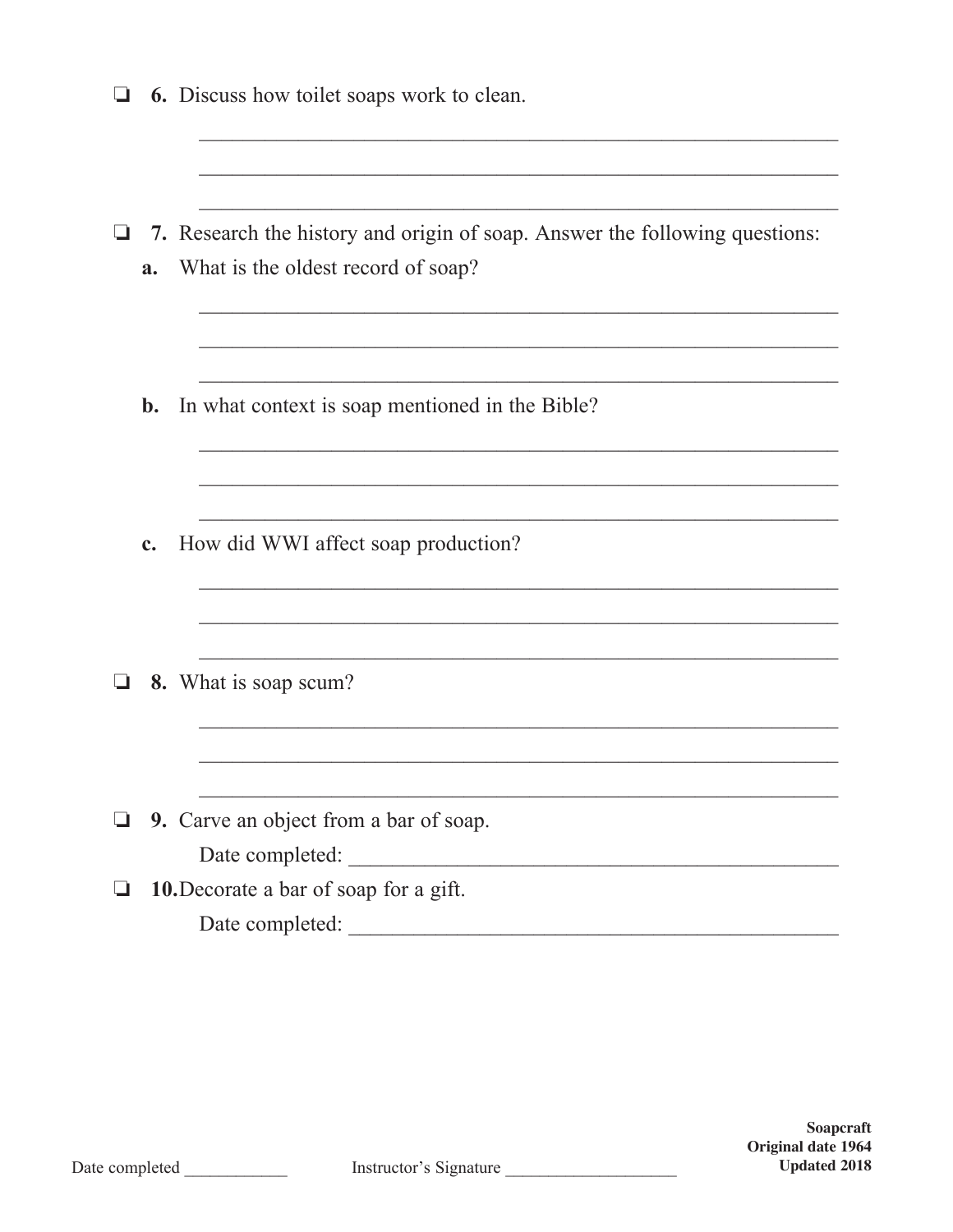❏ **6.** Discuss how toilet soaps work to clean.

_______________________________________________

_______________________________________________

_______________________________________________

❏ **7.** Research the history and origin of soap. Answer the following questions:

**a.** What is the oldest record of soap?

_______________________________________________

_______________________________________________

_______________________________________________

**b.** In what context is soap mentioned in the Bible?

_______________________________________________

_______________________________________________

_______________________________________________

**c.** How did WWI affect soap production?

_______________________________________________

_______________________________________________

_______________________________________________

❏ **8.** What is soap scum?

_______________________________________________

_______________________________________________

_______________________________________________

❏ **9.** Carve an object from a bar of soap.

Date completed: _______________________________________________

❏ **10.** Decorate a bar of soap for a gift.

Date completed: _______________________________________________

Date completed ____________ Instructor's Signature ____________________

**Soapcraft**
**Original date 1964**
**Updated 2018**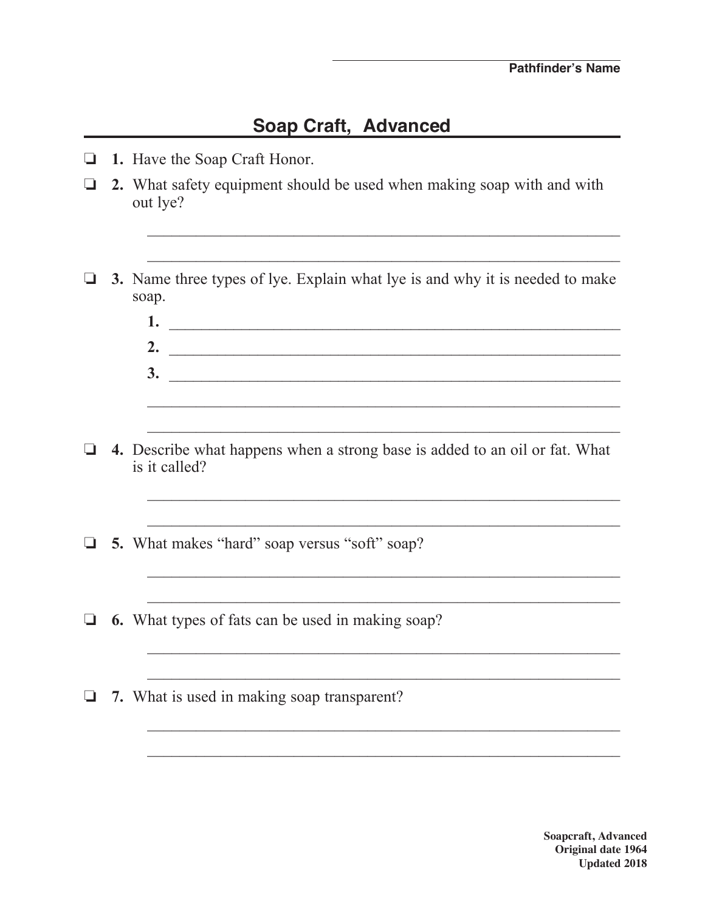_______________________________
**Pathfinder's Name**

## Soap Craft, Advanced

- ❑ **1.** Have the Soap Craft Honor.
- ❑ **2.** What safety equipment should be used when making soap with and with out lye?

  ___________________________________________________________

  ___________________________________________________________

- ❑ **3.** Name three types of lye. Explain what lye is and why it is needed to make soap.

  **1.** ________________________________________________________

  **2.** ________________________________________________________

  **3.** ________________________________________________________

  ___________________________________________________________

  ___________________________________________________________

- ❑ **4.** Describe what happens when a strong base is added to an oil or fat. What is it called?

  ___________________________________________________________

  ___________________________________________________________

- ❑ **5.** What makes "hard" soap versus "soft" soap?

  ___________________________________________________________

  ___________________________________________________________

- ❑ **6.** What types of fats can be used in making soap?

  ___________________________________________________________

  ___________________________________________________________

- ❑ **7.** What is used in making soap transparent?

  ___________________________________________________________

  ___________________________________________________________

**Soapcraft, Advanced**
**Original date 1964**
**Updated 2018**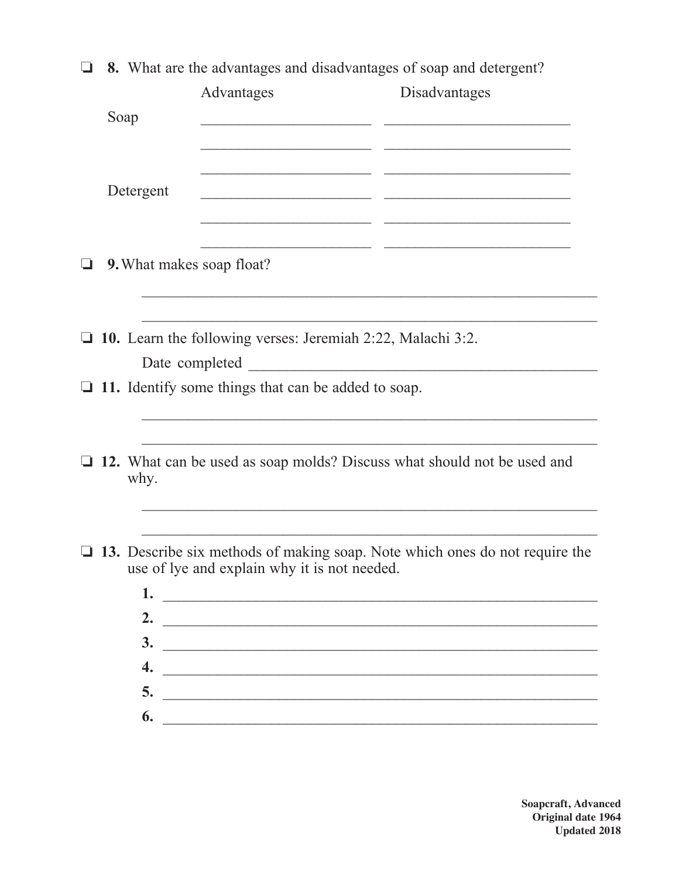❏ **8.** What are the advantages and disadvantages of soap and detergent?

| | Advantages | Disadvantages |
|---|---|---|
| Soap | ______________________ | ________________________ |
| | ______________________ | ________________________ |
| | ______________________ | ________________________ |
| Detergent | ______________________ | ________________________ |
| | ______________________ | ________________________ |
| | ______________________ | ________________________ |

❏ **9.** What makes soap float?

___________________________________________________________

___________________________________________________________

❏ **10.** Learn the following verses: Jeremiah 2:22, Malachi 3:2.

Date completed ______________________________________________

❏ **11.** Identify some things that can be added to soap.

___________________________________________________________

___________________________________________________________

❏ **12.** What can be used as soap molds? Discuss what should not be used and why.

___________________________________________________________

___________________________________________________________

❏ **13.** Describe six methods of making soap. Note which ones do not require the use of lye and explain why it is not needed.

**1.** ________________________________________________________

**2.** ________________________________________________________

**3.** ________________________________________________________

**4.** ________________________________________________________

**5.** ________________________________________________________

**6.** ________________________________________________________

**Soapcraft, Advanced**
**Original date 1964**
**Updated 2018**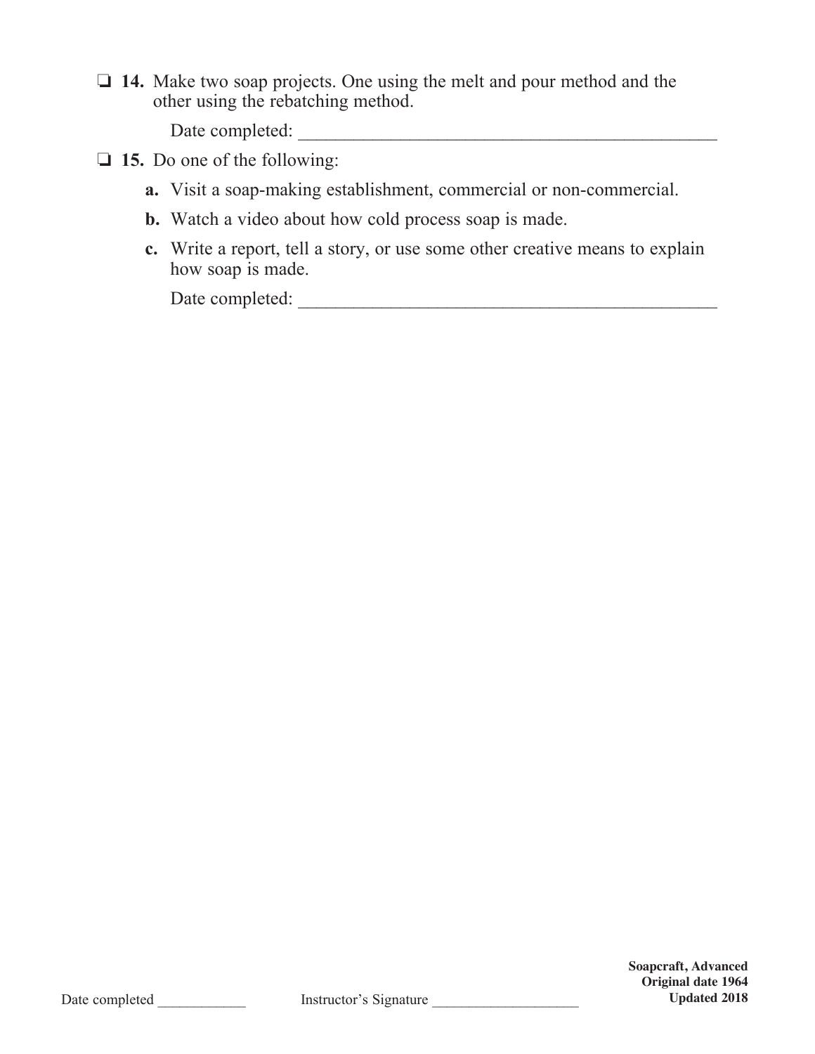❏ **14.** Make two soap projects. One using the melt and pour method and the other using the rebatching method.

Date completed: _______________________________________________

❏ **15.** Do one of the following:

**a.** Visit a soap-making establishment, commercial or non-commercial.

**b.** Watch a video about how cold process soap is made.

**c.** Write a report, tell a story, or use some other creative means to explain how soap is made.

Date completed: _______________________________________________

Date completed ____________ Instructor's Signature ____________________

**Soapcraft, Advanced**
**Original date 1964**
**Updated 2018**